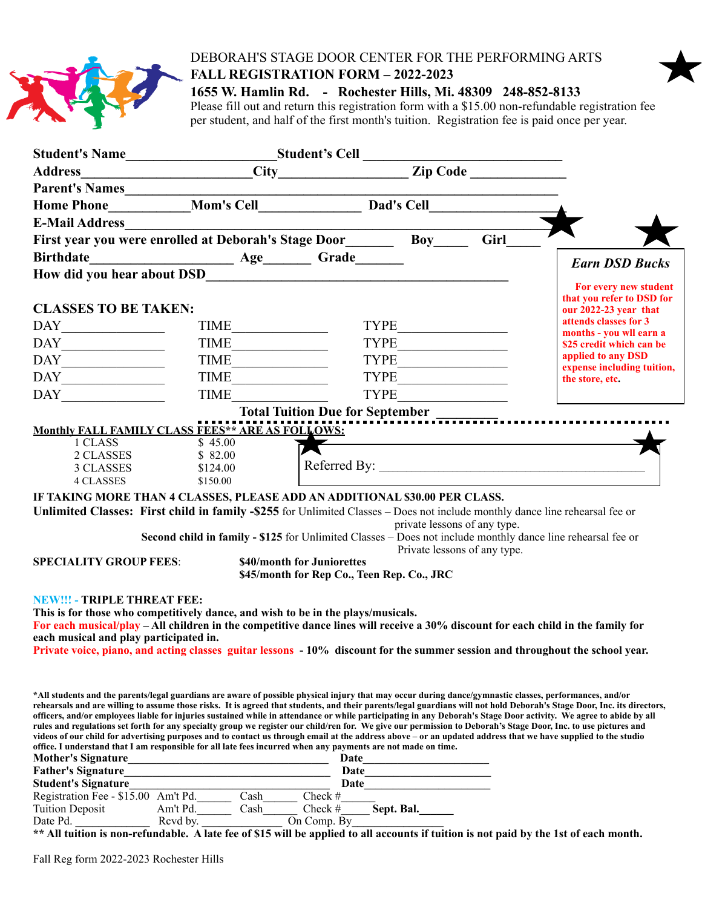# DEBORAH'S STAGE DOOR CENTER FOR THE PERFORMING ARTS

## FALL REGISTRATION FORM – 2022-2023

**1655 W. Hamlin Rd. - Rochester Hills, Mi. 48309 248-852-8133**

Please fill out and return this registration form with a $15.00 non-refundable registration fee per student, and half of the first month's tuition. Registration fee is paid once per year.

**Student's Name**______________________**Student's Cell** ______________________________

**Address**________________________**City**__________________ **Zip Code** _____________

**Parent's Names**__________________________________________________________________

**Home Phone**___________**Mom's Cell**______________ **Dad's Cell**________________

**E-Mail Address**___________________________________________________________________

**First year you were enrolled at Deborah's Stage Door**_______ **Boy**_____ **Girl**_____

**Birthdate**_____________________ **Age**_______ **Grade**_______

**How did you hear about DSD**____________________________________________

> ***Earn DSD Bucks***
>
> **For every new student that you refer to DSD for our 2022-23 year that attends classes for 3 months - you wll earn a $25 credit which can be applied to any DSD expense including tuition, the store, etc.**

**CLASSES TO BE TAKEN:**

DAY_______________ TIME_______________ TYPE_______________

DAY_______________ TIME_______________ TYPE_______________

DAY_______________ TIME_______________ TYPE_______________

DAY_______________ TIME_______________ TYPE_______________

DAY_______________ TIME_______________ TYPE_______________

**Total Tuition Due for September** _________

**Monthly FALL FAMILY CLASS FEES\*\* ARE AS FOLLOWS:**

| | |
|---|---|
| 1 CLASS | $ 45.00 |
| 2 CLASSES | $ 82.00 |
| 3 CLASSES | $124.00 |
| 4 CLASSES | $150.00 |

Referred By: ___________________________________________

**IF TAKING MORE THAN 4 CLASSES, PLEASE ADD AN ADDITIONAL $30.00 PER CLASS.**

**Unlimited Classes: First child in family -$255** for Unlimited Classes – Does not include monthly dance line rehearsal fee or private lessons of any type.

**Second child in family - $125** for Unlimited Classes – Does not include monthly dance line rehearsal fee or Private lessons of any type.

**SPECIALITY GROUP FEES**: **$40/month for Juniorettes**
**$45/month for Rep Co., Teen Rep. Co., JRC**

**NEW!!! - TRIPLE THREAT FEE:**
**This is for those who competitively dance, and wish to be in the plays/musicals.**
**For each musical/play – All children in the competitive dance lines will receive a 30% discount for each child in the family for each musical and play participated in.**
**Private voice, piano, and acting classes guitar lessons - 10% discount for the summer session and throughout the school year.**

**\*All students and the parents/legal guardians are aware of possible physical injury that may occur during dance/gymnastic classes, performances, and/or rehearsals and are willing to assume those risks. It is agreed that students, and their parents/legal guardians will not hold Deborah's Stage Door, Inc. its directors, officers, and/or employees liable for injuries sustained while in attendance or while participating in any Deborah's Stage Door activity. We agree to abide by all rules and regulations set forth for any specialty group we register our child/ren for. We give our permission to Deborah's Stage Door, Inc. to use pictures and videos of our child for advertising purposes and to contact us through email at the address above – or an updated address that we have supplied to the studio office. I understand that I am responsible for all late fees incurred when any payments are not made on time.**

**Mother's Signature**_________________________________ **Date**____________________

**Father's Signature**_________________________________ **Date**____________________

**Student's Signature**________________________________ **Date**____________________

Registration Fee - $15.00 Am't Pd.______ Cash______ Check #______

Tuition Deposit Am't Pd.______ Cash______ Check #_____ **Sept. Bal.**______

Date Pd. _____________ Rcvd by. _____________ On Comp. By_______________

**\*\* All tuition is non-refundable. A late fee of $15 will be applied to all accounts if tuition is not paid by the 1st of each month.**

Fall Reg form 2022-2023 Rochester Hills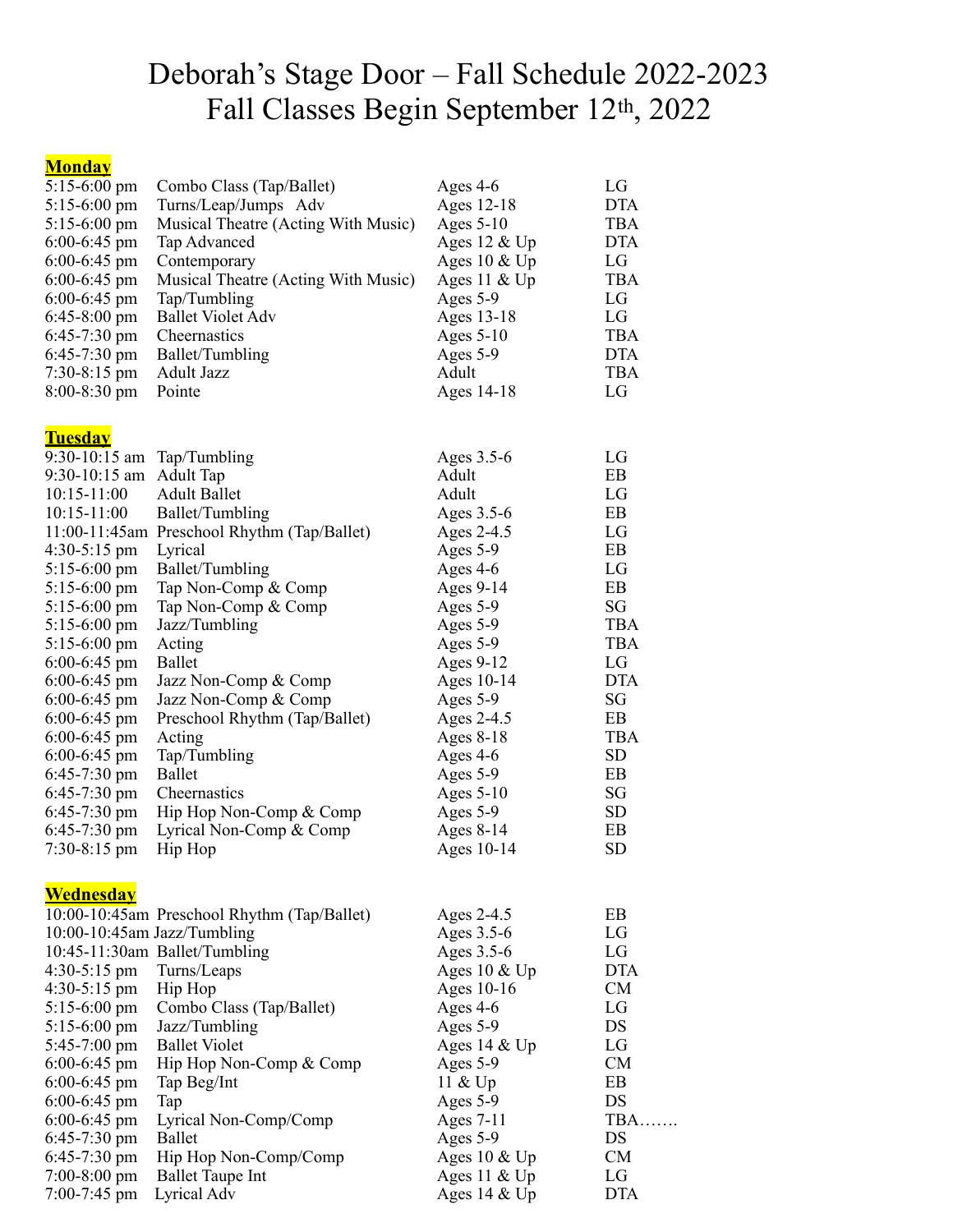# Deborah's Stage Door – Fall Schedule 2022-2023
# Fall Classes Begin September 12th, 2022

**Monday**

| | | | |
|---|---|---|---|
| 5:15-6:00 pm | Combo Class (Tap/Ballet) | Ages 4-6 | LG |
| 5:15-6:00 pm | Turns/Leap/Jumps Adv | Ages 12-18 | DTA |
| 5:15-6:00 pm | Musical Theatre (Acting With Music) | Ages 5-10 | TBA |
| 6:00-6:45 pm | Tap Advanced | Ages 12 & Up | DTA |
| 6:00-6:45 pm | Contemporary | Ages 10 & Up | LG |
| 6:00-6:45 pm | Musical Theatre (Acting With Music) | Ages 11 & Up | TBA |
| 6:00-6:45 pm | Tap/Tumbling | Ages 5-9 | LG |
| 6:45-8:00 pm | Ballet Violet Adv | Ages 13-18 | LG |
| 6:45-7:30 pm | Cheernastics | Ages 5-10 | TBA |
| 6:45-7:30 pm | Ballet/Tumbling | Ages 5-9 | DTA |
| 7:30-8:15 pm | Adult Jazz | Adult | TBA |
| 8:00-8:30 pm | Pointe | Ages 14-18 | LG |

**Tuesday**

| | | | |
|---|---|---|---|
| 9:30-10:15 am | Tap/Tumbling | Ages 3.5-6 | LG |
| 9:30-10:15 am | Adult Tap | Adult | EB |
| 10:15-11:00 | Adult Ballet | Adult | LG |
| 10:15-11:00 | Ballet/Tumbling | Ages 3.5-6 | EB |
| 11:00-11:45am | Preschool Rhythm (Tap/Ballet) | Ages 2-4.5 | LG |
| 4:30-5:15 pm | Lyrical | Ages 5-9 | EB |
| 5:15-6:00 pm | Ballet/Tumbling | Ages 4-6 | LG |
| 5:15-6:00 pm | Tap Non-Comp & Comp | Ages 9-14 | EB |
| 5:15-6:00 pm | Tap Non-Comp & Comp | Ages 5-9 | SG |
| 5:15-6:00 pm | Jazz/Tumbling | Ages 5-9 | TBA |
| 5:15-6:00 pm | Acting | Ages 5-9 | TBA |
| 6:00-6:45 pm | Ballet | Ages 9-12 | LG |
| 6:00-6:45 pm | Jazz Non-Comp & Comp | Ages 10-14 | DTA |
| 6:00-6:45 pm | Jazz Non-Comp & Comp | Ages 5-9 | SG |
| 6:00-6:45 pm | Preschool Rhythm (Tap/Ballet) | Ages 2-4.5 | EB |
| 6:00-6:45 pm | Acting | Ages 8-18 | TBA |
| 6:00-6:45 pm | Tap/Tumbling | Ages 4-6 | SD |
| 6:45-7:30 pm | Ballet | Ages 5-9 | EB |
| 6:45-7:30 pm | Cheernastics | Ages 5-10 | SG |
| 6:45-7:30 pm | Hip Hop Non-Comp & Comp | Ages 5-9 | SD |
| 6:45-7:30 pm | Lyrical Non-Comp & Comp | Ages 8-14 | EB |
| 7:30-8:15 pm | Hip Hop | Ages 10-14 | SD |

**Wednesday**

| | | | |
|---|---|---|---|
| 10:00-10:45am | Preschool Rhythm (Tap/Ballet) | Ages 2-4.5 | EB |
| 10:00-10:45am | Jazz/Tumbling | Ages 3.5-6 | LG |
| 10:45-11:30am | Ballet/Tumbling | Ages 3.5-6 | LG |
| 4:30-5:15 pm | Turns/Leaps | Ages 10 & Up | DTA |
| 4:30-5:15 pm | Hip Hop | Ages 10-16 | CM |
| 5:15-6:00 pm | Combo Class (Tap/Ballet) | Ages 4-6 | LG |
| 5:15-6:00 pm | Jazz/Tumbling | Ages 5-9 | DS |
| 5:45-7:00 pm | Ballet Violet | Ages 14 & Up | LG |
| 6:00-6:45 pm | Hip Hop Non-Comp & Comp | Ages 5-9 | CM |
| 6:00-6:45 pm | Tap Beg/Int | 11 & Up | EB |
| 6:00-6:45 pm | Tap | Ages 5-9 | DS |
| 6:00-6:45 pm | Lyrical Non-Comp/Comp | Ages 7-11 | TBA……. |
| 6:45-7:30 pm | Ballet | Ages 5-9 | DS |
| 6:45-7:30 pm | Hip Hop Non-Comp/Comp | Ages 10 & Up | CM |
| 7:00-8:00 pm | Ballet Taupe Int | Ages 11 & Up | LG |
| 7:00-7:45 pm | Lyrical Adv | Ages 14 & Up | DTA |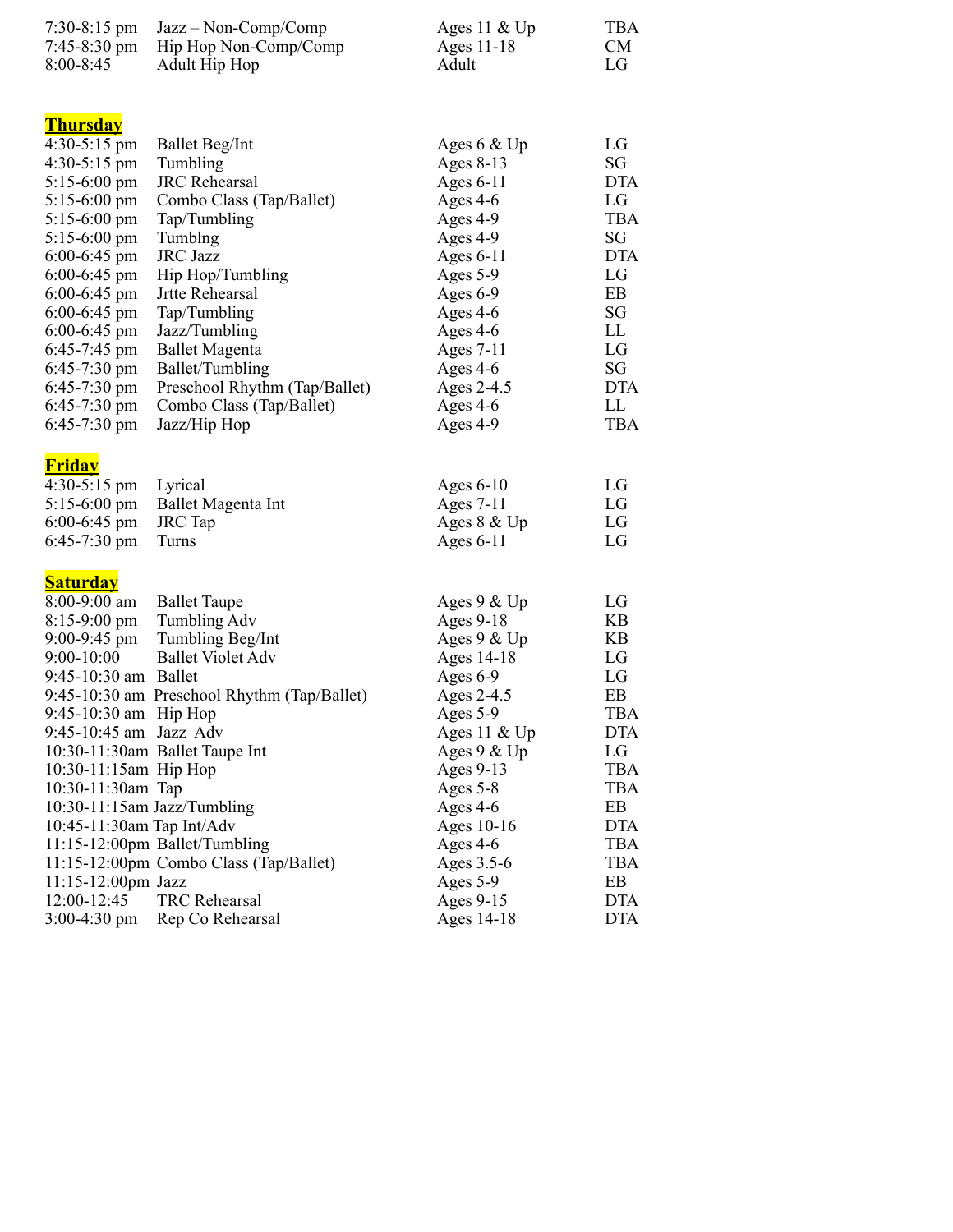| | | | |
|---|---|---|---|
| 7:30-8:15 pm | Jazz – Non-Comp/Comp | Ages 11 & Up | TBA |
| 7:45-8:30 pm | Hip Hop Non-Comp/Comp | Ages 11-18 | CM |
| 8:00-8:45 | Adult Hip Hop | Adult | LG |

## **Thursday**

| | | | |
|---|---|---|---|
| 4:30-5:15 pm | Ballet Beg/Int | Ages 6 & Up | LG |
| 4:30-5:15 pm | Tumbling | Ages 8-13 | SG |
| 5:15-6:00 pm | JRC Rehearsal | Ages 6-11 | DTA |
| 5:15-6:00 pm | Combo Class (Tap/Ballet) | Ages 4-6 | LG |
| 5:15-6:00 pm | Tap/Tumbling | Ages 4-9 | TBA |
| 5:15-6:00 pm | Tumblng | Ages 4-9 | SG |
| 6:00-6:45 pm | JRC Jazz | Ages 6-11 | DTA |
| 6:00-6:45 pm | Hip Hop/Tumbling | Ages 5-9 | LG |
| 6:00-6:45 pm | Jrtte Rehearsal | Ages 6-9 | EB |
| 6:00-6:45 pm | Tap/Tumbling | Ages 4-6 | SG |
| 6:00-6:45 pm | Jazz/Tumbling | Ages 4-6 | LL |
| 6:45-7:45 pm | Ballet Magenta | Ages 7-11 | LG |
| 6:45-7:30 pm | Ballet/Tumbling | Ages 4-6 | SG |
| 6:45-7:30 pm | Preschool Rhythm (Tap/Ballet) | Ages 2-4.5 | DTA |
| 6:45-7:30 pm | Combo Class (Tap/Ballet) | Ages 4-6 | LL |
| 6:45-7:30 pm | Jazz/Hip Hop | Ages 4-9 | TBA |

## **Friday**

| | | | |
|---|---|---|---|
| 4:30-5:15 pm | Lyrical | Ages 6-10 | LG |
| 5:15-6:00 pm | Ballet Magenta Int | Ages 7-11 | LG |
| 6:00-6:45 pm | JRC Tap | Ages 8 & Up | LG |
| 6:45-7:30 pm | Turns | Ages 6-11 | LG |

## **Saturday**

| | | | |
|---|---|---|---|
| 8:00-9:00 am | Ballet Taupe | Ages 9 & Up | LG |
| 8:15-9:00 pm | Tumbling Adv | Ages 9-18 | KB |
| 9:00-9:45 pm | Tumbling Beg/Int | Ages 9 & Up | KB |
| 9:00-10:00 | Ballet Violet Adv | Ages 14-18 | LG |
| 9:45-10:30 am | Ballet | Ages 6-9 | LG |
| 9:45-10:30 am | Preschool Rhythm (Tap/Ballet) | Ages 2-4.5 | EB |
| 9:45-10:30 am | Hip Hop | Ages 5-9 | TBA |
| 9:45-10:45 am | Jazz Adv | Ages 11 & Up | DTA |
| 10:30-11:30am | Ballet Taupe Int | Ages 9 & Up | LG |
| 10:30-11:15am | Hip Hop | Ages 9-13 | TBA |
| 10:30-11:30am | Tap | Ages 5-8 | TBA |
| 10:30-11:15am | Jazz/Tumbling | Ages 4-6 | EB |
| 10:45-11:30am | Tap Int/Adv | Ages 10-16 | DTA |
| 11:15-12:00pm | Ballet/Tumbling | Ages 4-6 | TBA |
| 11:15-12:00pm | Combo Class (Tap/Ballet) | Ages 3.5-6 | TBA |
| 11:15-12:00pm | Jazz | Ages 5-9 | EB |
| 12:00-12:45 | TRC Rehearsal | Ages 9-15 | DTA |
| 3:00-4:30 pm | Rep Co Rehearsal | Ages 14-18 | DTA |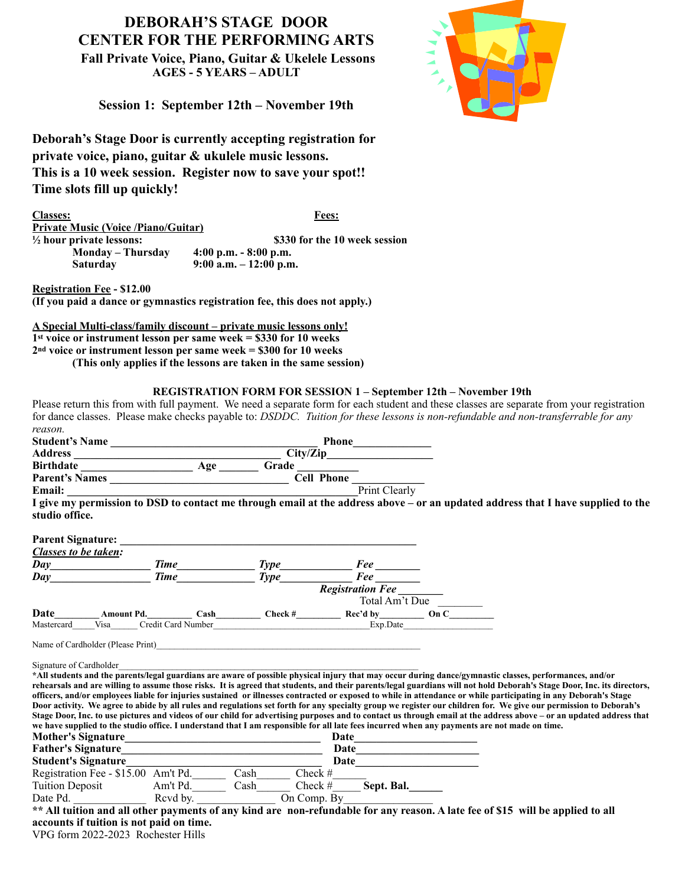# DEBORAH'S STAGE DOOR
# CENTER FOR THE PERFORMING ARTS

### Fall Private Voice, Piano, Guitar & Ukelele Lessons
### AGES - 5 YEARS – ADULT

### Session 1: September 12th – November 19th

**Deborah's Stage Door is currently accepting registration for private voice, piano, guitar & ukulele music lessons.**
**This is a 10 week session. Register now to save your spot!!**
**Time slots fill up quickly!**

**Classes:** **Fees:**

**Private Music (Voice /Piano/Guitar)**

**½ hour private lessons:** **$330 for the 10 week session**

| | |
|---|---|
| **Monday – Thursday** | **4:00 p.m. - 8:00 p.m.** |
| **Saturday** | **9:00 a.m. – 12:00 p.m.** |

**Registration Fee - $12.00**
**(If you paid a dance or gymnastics registration fee, this does not apply.)**

**A Special Multi-class/family discount – private music lessons only!**
**1st voice or instrument lesson per same week = $330 for 10 weeks**
**2nd voice or instrument lesson per same week = $300 for 10 weeks**
**(This only applies if the lessons are taken in the same session)**

**REGISTRATION FORM FOR SESSION 1 – September 12th – November 19th**

Please return this from with full payment. We need a separate form for each student and these classes are separate from your registration for dance classes. Please make checks payable to: *DSDDC. Tuition for these lessons is non-refundable and non-transferrable for any reason.*

**Student's Name** ____________________________________ **Phone**______________
**Address** ____________________________________ **City/Zip**__________________
**Birthdate** ____________________ **Age** _______ **Grade** ___________
**Parent's Names** ______________________________ **Cell Phone** ____________
**Email:** ______________________________________________ Print Clearly

**I give my permission to DSD to contact me through email at the address above – or an updated address that I have supplied to the studio office.**

**Parent Signature:** ______________________________________________________

***Classes to be taken:***

***Day***_________________ ***Time***_____________ ***Type***_____________ ***Fee*** ________
***Day***_________________ ***Time***_____________ ***Type***_____________ ***Fee*** ________
***Registration Fee*** ________
Total Am't Due ________

**Date**_________ **Amount Pd.**_________ **Cash**_________ **Check #**_________ **Rec'd by**_________ **On C**_________
Mastercard_____Visa______ Credit Card Number__________________________________Exp.Date___________________

Name of Cardholder (Please Print)______________________________________________________________

Signature of Cardholder______________________________________________________________

***All students and the parents/legal guardians are aware of possible physical injury that may occur during dance/gymnastic classes, performances, and/or rehearsals and are willing to assume those risks. It is agreed that students, and their parents/legal guardians will not hold Deborah's Stage Door, Inc. its directors, officers, and/or employees liable for injuries sustained or illnesses contracted or exposed to while in attendance or while participating in any Deborah's Stage Door activity. We agree to abide by all rules and regulations set forth for any specialty group we register our children for. We give our permission to Deborah's Stage Door, Inc. to use pictures and videos of our child for advertising purposes and to contact us through email at the address above – or an updated address that we have supplied to the studio office. I understand that I am responsible for all late fees incurred when any payments are not made on time.**

**Mother's Signature**__________________________________ **Date**______________________
**Father's Signature**__________________________________ **Date**______________________
**Student's Signature**__________________________________ **Date**______________________

Registration Fee - $15.00 Am't Pd.______ Cash______ Check #______
Tuition Deposit Am't Pd.______ Cash______ Check #_____ **Sept. Bal.______**
Date Pd. _____________ Rcvd by. _______________ On Comp. By_________________

**\*\* All tuition and all other payments of any kind are non-refundable for any reason. A late fee of $15 will be applied to all accounts if tuition is not paid on time.**

VPG form 2022-2023 Rochester Hills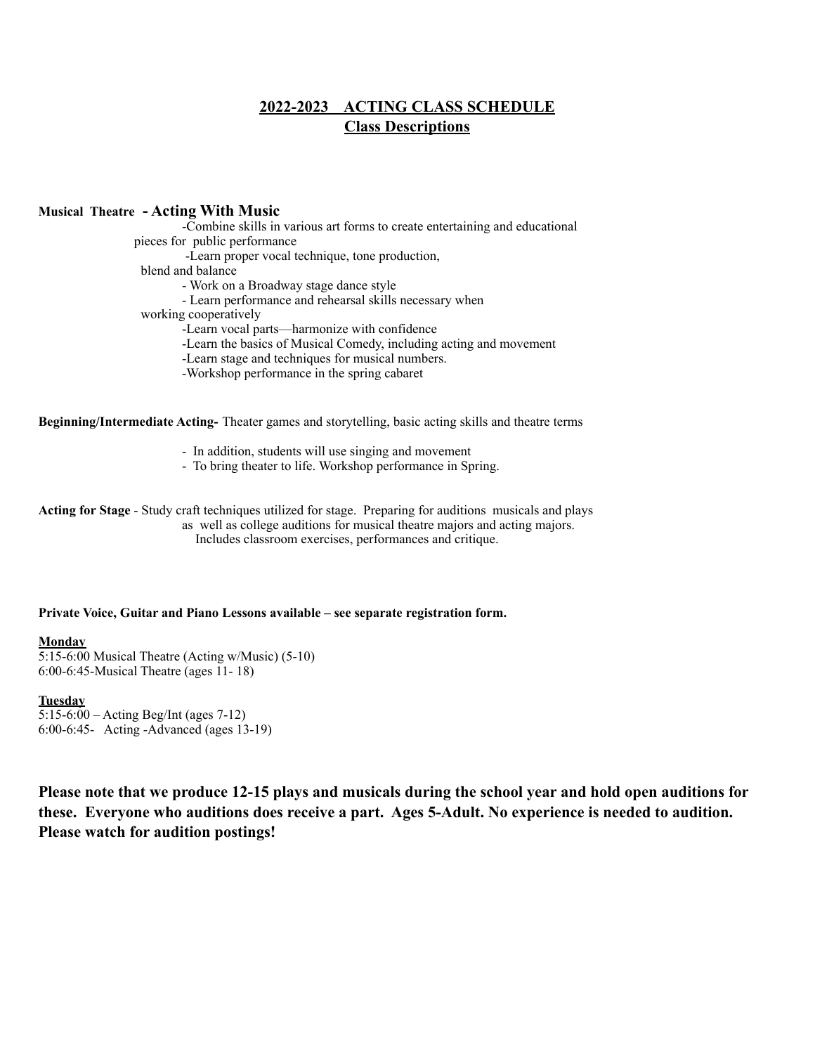# 2022-2023 ACTING CLASS SCHEDULE
## Class Descriptions

**Musical Theatre - Acting With Music**

- Combine skills in various art forms to create entertaining and educational pieces for public performance
- Learn proper vocal technique, tone production, blend and balance
- Work on a Broadway stage dance style
- Learn performance and rehearsal skills necessary when working cooperatively
- Learn vocal parts—harmonize with confidence
- Learn the basics of Musical Comedy, including acting and movement
- Learn stage and techniques for musical numbers.
- Workshop performance in the spring cabaret

**Beginning/Intermediate Acting-** Theater games and storytelling, basic acting skills and theatre terms

- In addition, students will use singing and movement
- To bring theater to life. Workshop performance in Spring.

**Acting for Stage** - Study craft techniques utilized for stage. Preparing for auditions musicals and plays as well as college auditions for musical theatre majors and acting majors. Includes classroom exercises, performances and critique.

**Private Voice, Guitar and Piano Lessons available – see separate registration form.**

**Monday**

5:15-6:00 Musical Theatre (Acting w/Music) (5-10)
6:00-6:45-Musical Theatre (ages 11- 18)

**Tuesday**

5:15-6:00 – Acting Beg/Int (ages 7-12)
6:00-6:45- Acting -Advanced (ages 13-19)

**Please note that we produce 12-15 plays and musicals during the school year and hold open auditions for these. Everyone who auditions does receive a part. Ages 5-Adult. No experience is needed to audition. Please watch for audition postings!**